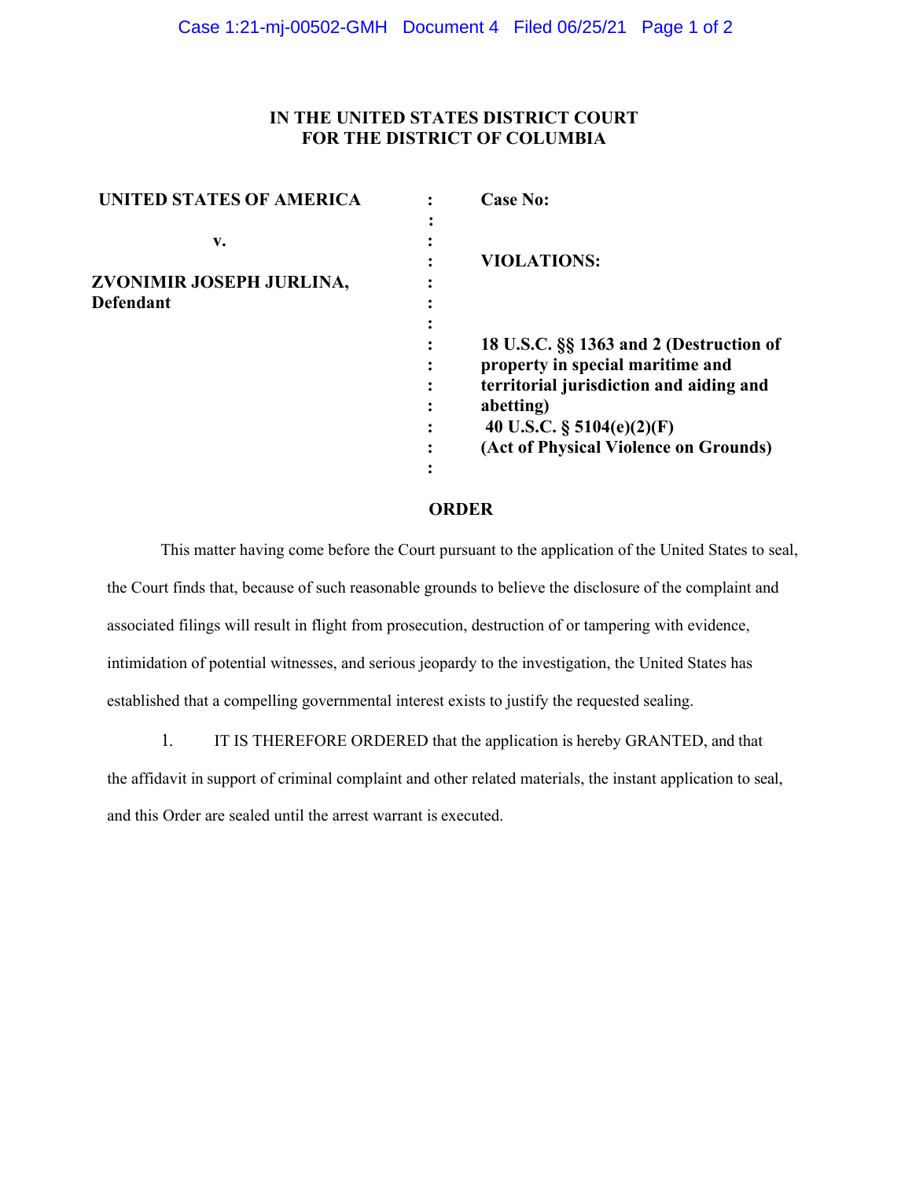**IN THE UNITED STATES DISTRICT COURT**
**FOR THE DISTRICT OF COLUMBIA**

| | | |
|---|---|---|
| **UNITED STATES OF AMERICA** | : | **Case No:** |
| | : | |
| **v.** | : | |
| | : | **VIOLATIONS:** |
| **ZVONIMIR JOSEPH JURLINA,** | : | |
| **Defendant** | : | |
| | : | |
| | : | **18 U.S.C. §§ 1363 and 2 (Destruction of property in special maritime and territorial jurisdiction and aiding and abetting)** |
| | : | **40 U.S.C. § 5104(e)(2)(F) (Act of Physical Violence on Grounds)** |
| | : | |

**ORDER**

This matter having come before the Court pursuant to the application of the United States to seal, the Court finds that, because of such reasonable grounds to believe the disclosure of the complaint and associated filings will result in flight from prosecution, destruction of or tampering with evidence, intimidation of potential witnesses, and serious jeopardy to the investigation, the United States has established that a compelling governmental interest exists to justify the requested sealing.

1. IT IS THEREFORE ORDERED that the application is hereby GRANTED, and that the affidavit in support of criminal complaint and other related materials, the instant application to seal, and this Order are sealed until the arrest warrant is executed.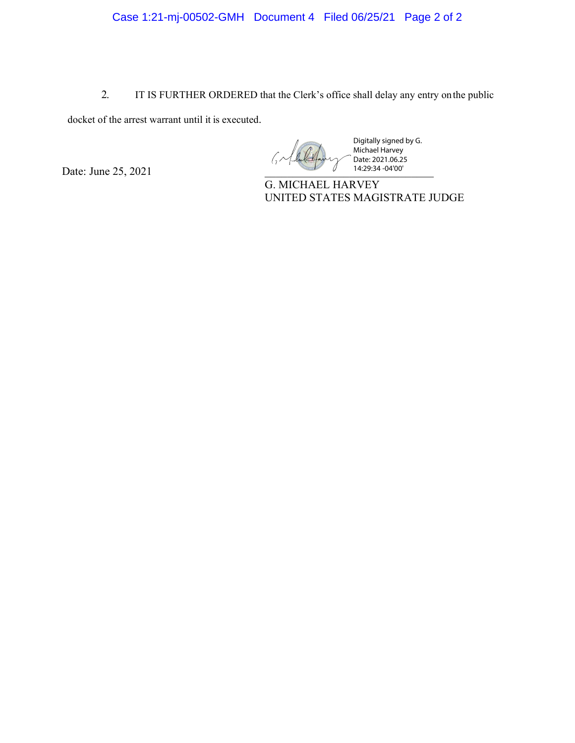2. IT IS FURTHER ORDERED that the Clerk's office shall delay any entry on the public docket of the arrest warrant until it is executed.

Date: June 25, 2021

Digitally signed by G. Michael Harvey
Date: 2021.06.25 14:29:34 -04'00'

G. MICHAEL HARVEY
UNITED STATES MAGISTRATE JUDGE